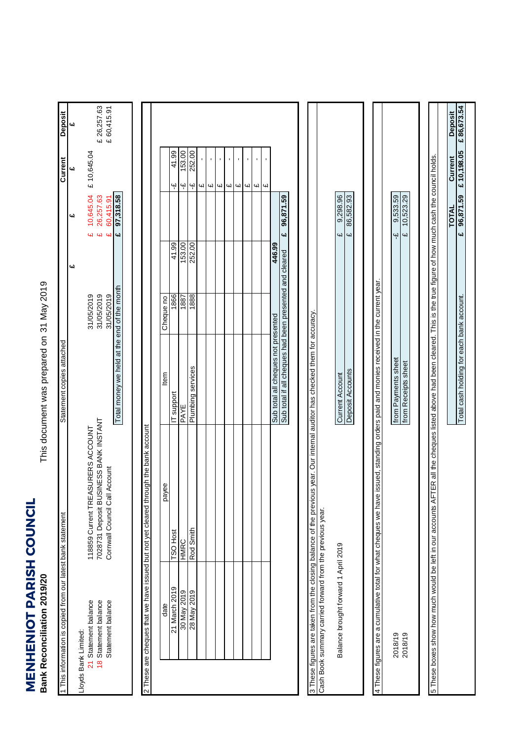# MENHENIOT PARISH COUNCIL

## Bank Reconciliation 2019/20

This document was prepared on 31 May 2019

### 1 This information is copied from our latest bank statement

| Lloyds Bank Limited: | | Statement copies attached | £ | £ | Current £ | Deposit £ |
|---|---|---|---|---|---|---|
| 21 Statement balance | 118859 Current TREASURERS ACCOUNT | 31/05/2019 | | £ 10,645.04 | £ 10,645.04 | |
| 18 Statement balance | 7028731 Deposit BUSINESS BANK INSTANT | 31/05/2019 | | £ 26,257.63 | | £ 26,257.63 |
| Statement balance | Cornwall Council Call Account | 31/05/2019 | | £ 60,415.91 | | £ 60,415.91 |
| | | Total money we held at the end of the month | | £ 97,318.58 | | |

### 2 These are cheques that we have issued but not yet cleared through the bank account

| date | payee | Item | Cheque no | | | |
|---|---|---|---|---|---|---|
| 21 March 2019 | TSO Host | IT support | 1866 | 41.99 | | -£ 41.99 |
| 30 May 2019 | HMRC | PAYE | 1887 | 153.00 | | -£ 153.00 |
| 28 May 2019 | Rod Smith | Plumbing services | 1888 | 252.00 | | -£ 252.00 |
| | | | | | | £ - |
| | | | | | | £ - |
| | | | | | | £ - |
| | | | | | | £ - |
| | | | | | | £ - |
| | | | | | | £ - |
| | | | | | | £ - |
| | | Sub total all cheques not presented | | 446.99 | | |
| | | Sub total if all cheques had been presented and cleared | | | £ 96,871.59 | |

### 3 These figures are taken from the closing balance of the previous year. Our internal auditor has checked them for accuracy.

Cash Book summary carried forward from the previous year.

| | | |
|---|---|---|
| Balance brought forward 1 April 2019 | Current Account | £ 9,298.96 |
| | Deposit Accounts | £ 86,582.93 |

### 4 These figures are a cumulative total for what cheques we have issued, standing orders paid and monies received in the current year.

| | | |
|---|---|---|
| 2018/19 | from Payments sheet | -£ 9,533.59 |
| 2018/19 | from Receipts sheet | £ 10,523.29 |

### 5 These boxes show how much would be left in our accounts AFTER all the cheques listed above had been cleared. This is the true figure of how much cash the council holds.

| | TOTAL | Current | Deposit |
|---|---|---|---|
| Total cash holding for each bank account. | £ 96,871.59 | £ 10,198.05 | £ 86,673.54 |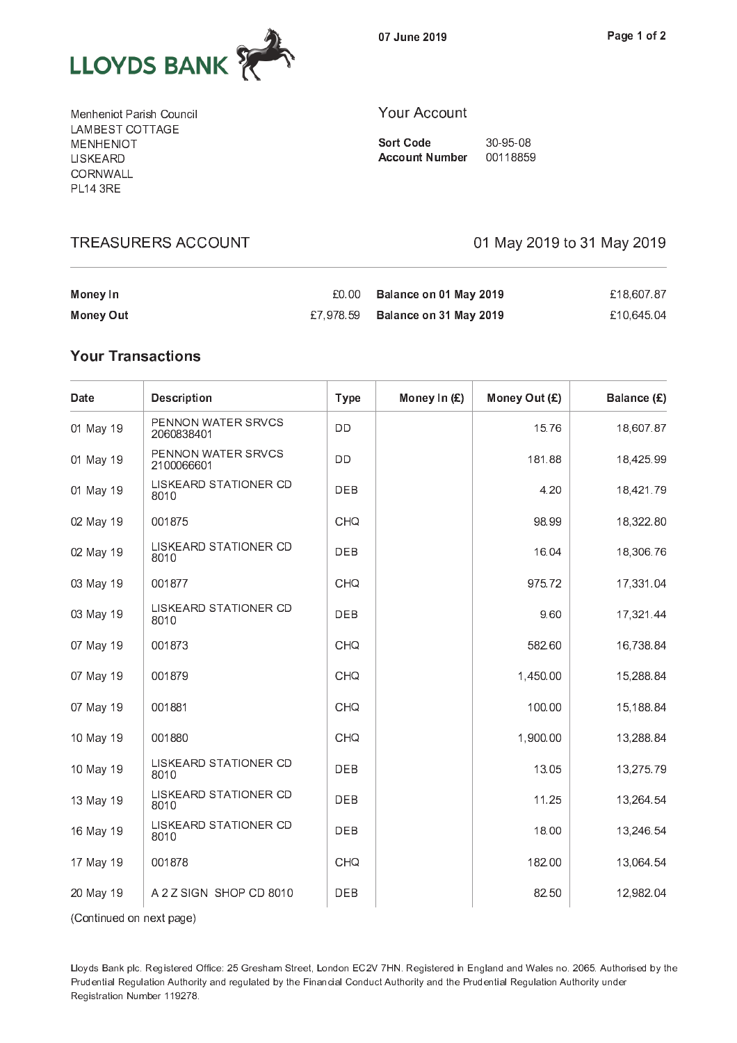LLOYDS BANK

07 June 2019

Menheniot Parish Council
LAMBEST COTTAGE
MENHENIOT
LISKEARD
CORNWALL
PL14 3RE

## Your Account

**Sort Code** 30-95-08
**Account Number** 00118859

## TREASURERS ACCOUNT

01 May 2019 to 31 May 2019

| | | | |
|---|---|---|---|
| **Money In** | £0.00 | **Balance on 01 May 2019** | £18,607.87 |
| **Money Out** | £7,978.59 | **Balance on 31 May 2019** | £10,645.04 |

### Your Transactions

| Date | Description | Type | Money In (£) | Money Out (£) | Balance (£) |
|---|---|---|---|---|---|
| 01 May 19 | PENNON WATER SRVCS 2060838401 | DD | | 15.76 | 18,607.87 |
| 01 May 19 | PENNON WATER SRVCS 2100066601 | DD | | 181.88 | 18,425.99 |
| 01 May 19 | LISKEARD STATIONER CD 8010 | DEB | | 4.20 | 18,421.79 |
| 02 May 19 | 001875 | CHQ | | 98.99 | 18,322.80 |
| 02 May 19 | LISKEARD STATIONER CD 8010 | DEB | | 16.04 | 18,306.76 |
| 03 May 19 | 001877 | CHQ | | 975.72 | 17,331.04 |
| 03 May 19 | LISKEARD STATIONER CD 8010 | DEB | | 9.60 | 17,321.44 |
| 07 May 19 | 001873 | CHQ | | 582.60 | 16,738.84 |
| 07 May 19 | 001879 | CHQ | | 1,450.00 | 15,288.84 |
| 07 May 19 | 001881 | CHQ | | 100.00 | 15,188.84 |
| 10 May 19 | 001880 | CHQ | | 1,900.00 | 13,288.84 |
| 10 May 19 | LISKEARD STATIONER CD 8010 | DEB | | 13.05 | 13,275.79 |
| 13 May 19 | LISKEARD STATIONER CD 8010 | DEB | | 11.25 | 13,264.54 |
| 16 May 19 | LISKEARD STATIONER CD 8010 | DEB | | 18.00 | 13,246.54 |
| 17 May 19 | 001878 | CHQ | | 182.00 | 13,064.54 |
| 20 May 19 | A 2 Z SIGN SHOP CD 8010 | DEB | | 82.50 | 12,982.04 |

(Continued on next page)

Lloyds Bank plc. Registered Office: 25 Gresham Street, London EC2V 7HN. Registered in England and Wales no. 2065. Authorised by the Prudential Regulation Authority and regulated by the Financial Conduct Authority and the Prudential Regulation Authority under Registration Number 119278.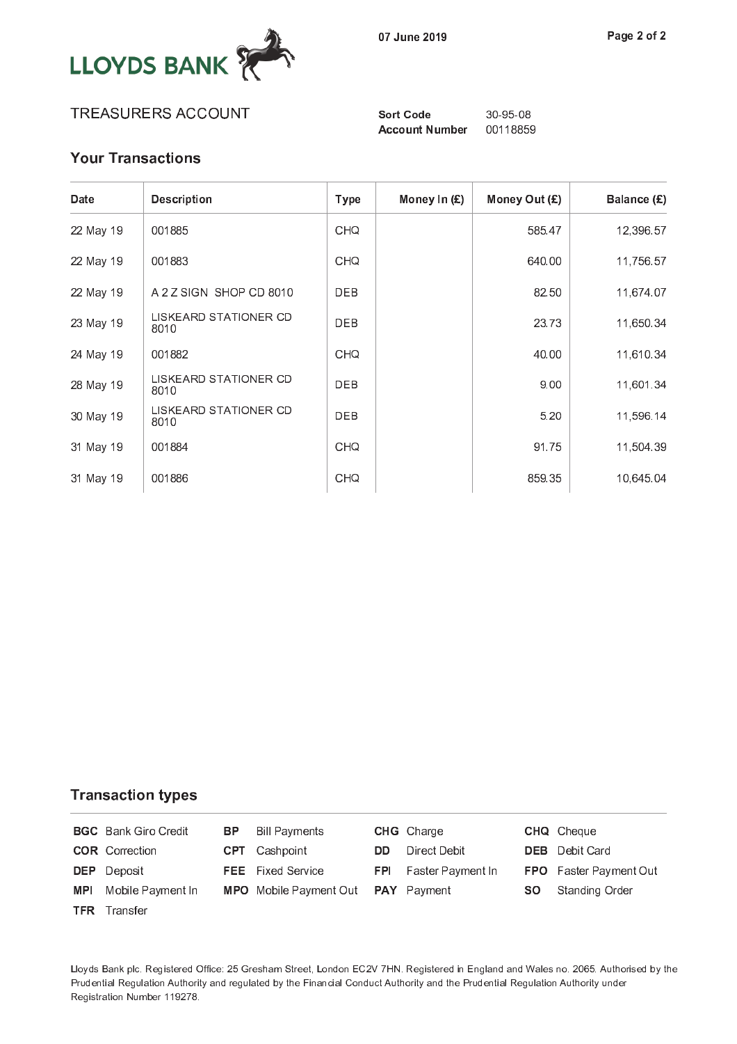LLOYDS BANK

07 June 2019

TREASURERS ACCOUNT

**Sort Code** 30-95-08
**Account Number** 00118859

## Your Transactions

| Date | Description | Type | Money In (£) | Money Out (£) | Balance (£) |
|---|---|---|---|---|---|
| 22 May 19 | 001885 | CHQ | | 585.47 | 12,396.57 |
| 22 May 19 | 001883 | CHQ | | 640.00 | 11,756.57 |
| 22 May 19 | A 2 Z SIGN SHOP CD 8010 | DEB | | 82.50 | 11,674.07 |
| 23 May 19 | LISKEARD STATIONER CD 8010 | DEB | | 23.73 | 11,650.34 |
| 24 May 19 | 001882 | CHQ | | 40.00 | 11,610.34 |
| 28 May 19 | LISKEARD STATIONER CD 8010 | DEB | | 9.00 | 11,601.34 |
| 30 May 19 | LISKEARD STATIONER CD 8010 | DEB | | 5.20 | 11,596.14 |
| 31 May 19 | 001884 | CHQ | | 91.75 | 11,504.39 |
| 31 May 19 | 001886 | CHQ | | 859.35 | 10,645.04 |

## Transaction types

| | | | | | | | |
|---|---|---|---|---|---|---|---|
| **BGC** | Bank Giro Credit | **BP** | Bill Payments | **CHG** | Charge | **CHQ** | Cheque |
| **COR** | Correction | **CPT** | Cashpoint | **DD** | Direct Debit | **DEB** | Debit Card |
| **DEP** | Deposit | **FEE** | Fixed Service | **FPI** | Faster Payment In | **FPO** | Faster Payment Out |
| **MPI** | Mobile Payment In | **MPO** | Mobile Payment Out | **PAY** | Payment | **SO** | Standing Order |
| **TFR** | Transfer | | | | | | |

Lloyds Bank plc. Registered Office: 25 Gresham Street, London EC2V 7HN. Registered in England and Wales no. 2065. Authorised by the Prudential Regulation Authority and regulated by the Financial Conduct Authority and the Prudential Regulation Authority under Registration Number 119278.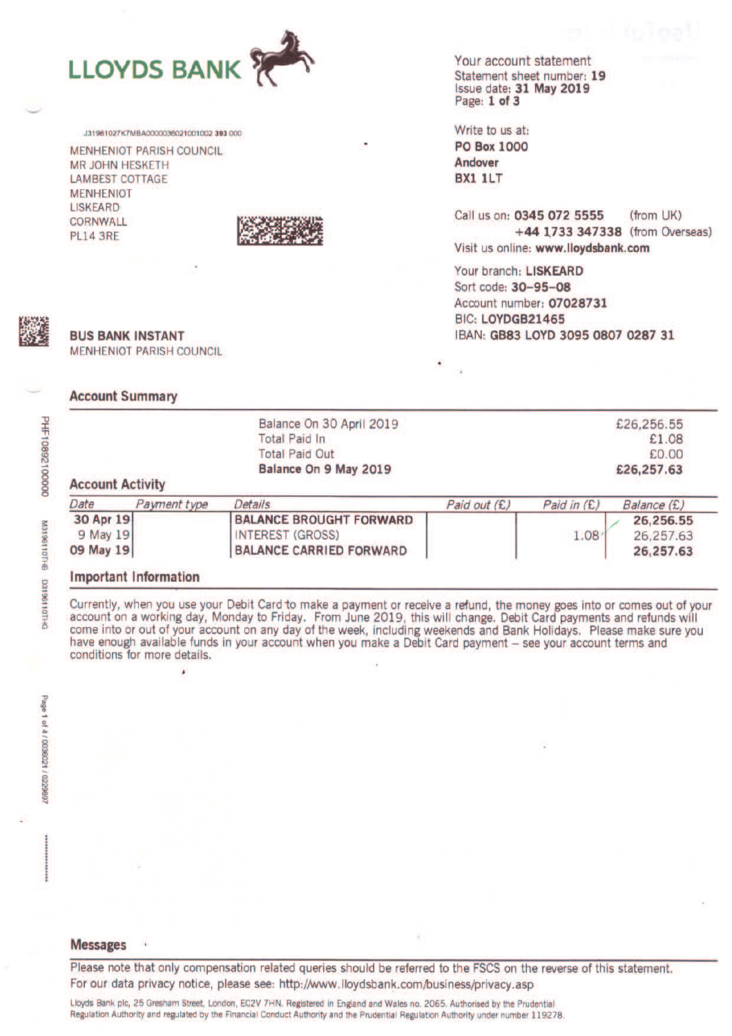# LLOYDS BANK

J31961027K7MBA0000036021001002 393 000

MENHENIOT PARISH COUNCIL
MR JOHN HESKETH
LAMBEST COTTAGE
MENHENIOT
LISKEARD
CORNWALL
PL14 3RE

Your account statement
Statement sheet number: **19**
Issue date: **31 May 2019**
Page: **1 of 3**

Write to us at:
**PO Box 1000**
**Andover**
**BX1 1LT**

Call us on: **0345 072 5555** (from UK)
**+44 1733 347338** (from Overseas)
Visit us online: **www.lloydsbank.com**

Your branch: **LISKEARD**
Sort code: **30-95-08**
Account number: **07028731**
BIC: **LOYDGB21465**
IBAN: **GB83 LOYD 3095 0807 0287 31**

**BUS BANK INSTANT**
MENHENIOT PARISH COUNCIL

## Account Summary

| | |
|---|---|
| Balance On 30 April 2019 | £26,256.55 |
| Total Paid In | £1.08 |
| Total Paid Out | £0.00 |
| **Balance On 9 May 2019** | **£26,257.63** |

## Account Activity

| Date | Payment type | Details | Paid out (£) | Paid in (£) | Balance (£) |
|---|---|---|---|---|---|
| **30 Apr 19** | | **BALANCE BROUGHT FORWARD** | | | **26,256.55** |
| 9 May 19 | | INTEREST (GROSS) | | 1.08 | 26,257.63 |
| **09 May 19** | | **BALANCE CARRIED FORWARD** | | | **26,257.63** |

## Important Information

Currently, when you use your Debit Card to make a payment or receive a refund, the money goes into or comes out of your account on a working day, Monday to Friday. From June 2019, this will change. Debit Card payments and refunds will come into or out of your account on any day of the week, including weekends and Bank Holidays. Please make sure you have enough available funds in your account when you make a Debit Card payment – see your account terms and conditions for more details.

## Messages

Please note that only compensation related queries should be referred to the FSCS on the reverse of this statement.
For our data privacy notice, please see: http://www.lloydsbank.com/business/privacy.asp

Lloyds Bank plc, 25 Gresham Street, London, EC2V 7HN. Registered in England and Wales no. 2065. Authorised by the Prudential Regulation Authority and regulated by the Financial Conduct Authority and the Prudential Regulation Authority under number 119278.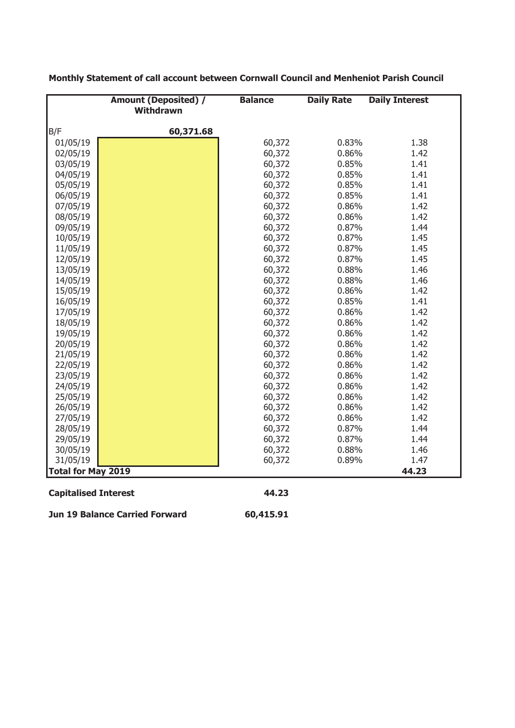**Monthly Statement of call account between Cornwall Council and Menheniot Parish Council**

| | Amount (Deposited) / Withdrawn | Balance | Daily Rate | Daily Interest |
|---|---|---|---|---|
| B/F | 60,371.68 | | | |
| 01/05/19 | | 60,372 | 0.83% | 1.38 |
| 02/05/19 | | 60,372 | 0.86% | 1.42 |
| 03/05/19 | | 60,372 | 0.85% | 1.41 |
| 04/05/19 | | 60,372 | 0.85% | 1.41 |
| 05/05/19 | | 60,372 | 0.85% | 1.41 |
| 06/05/19 | | 60,372 | 0.85% | 1.41 |
| 07/05/19 | | 60,372 | 0.86% | 1.42 |
| 08/05/19 | | 60,372 | 0.86% | 1.42 |
| 09/05/19 | | 60,372 | 0.87% | 1.44 |
| 10/05/19 | | 60,372 | 0.87% | 1.45 |
| 11/05/19 | | 60,372 | 0.87% | 1.45 |
| 12/05/19 | | 60,372 | 0.87% | 1.45 |
| 13/05/19 | | 60,372 | 0.88% | 1.46 |
| 14/05/19 | | 60,372 | 0.88% | 1.46 |
| 15/05/19 | | 60,372 | 0.86% | 1.42 |
| 16/05/19 | | 60,372 | 0.85% | 1.41 |
| 17/05/19 | | 60,372 | 0.86% | 1.42 |
| 18/05/19 | | 60,372 | 0.86% | 1.42 |
| 19/05/19 | | 60,372 | 0.86% | 1.42 |
| 20/05/19 | | 60,372 | 0.86% | 1.42 |
| 21/05/19 | | 60,372 | 0.86% | 1.42 |
| 22/05/19 | | 60,372 | 0.86% | 1.42 |
| 23/05/19 | | 60,372 | 0.86% | 1.42 |
| 24/05/19 | | 60,372 | 0.86% | 1.42 |
| 25/05/19 | | 60,372 | 0.86% | 1.42 |
| 26/05/19 | | 60,372 | 0.86% | 1.42 |
| 27/05/19 | | 60,372 | 0.86% | 1.42 |
| 28/05/19 | | 60,372 | 0.87% | 1.44 |
| 29/05/19 | | 60,372 | 0.87% | 1.44 |
| 30/05/19 | | 60,372 | 0.88% | 1.46 |
| 31/05/19 | | 60,372 | 0.89% | 1.47 |
| **Total for May 2019** | | | | **44.23** |

**Capitalised Interest** **44.23**

**Jun 19 Balance Carried Forward** **60,415.91**